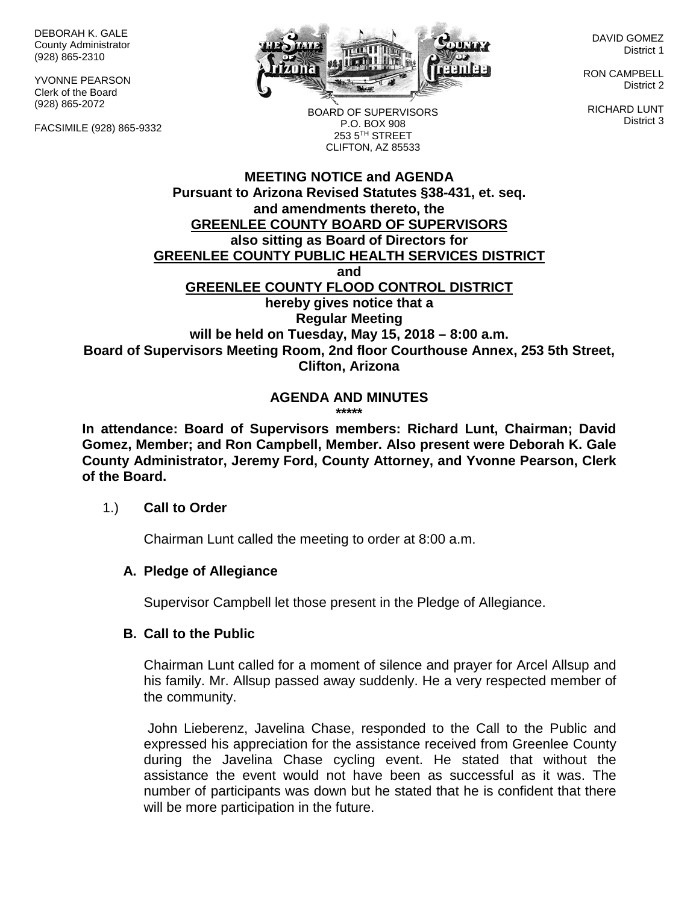DEBORAH K. GALE
County Administrator
(928) 865-2310

YVONNE PEARSON
Clerk of the Board
(928) 865-2072

FACSIMILE (928) 865-9332

BOARD OF SUPERVISORS
P.O. BOX 908
253 5TH STREET
CLIFTON, AZ 85533

DAVID GOMEZ
District 1

RON CAMPBELL
District 2

RICHARD LUNT
District 3

**MEETING NOTICE and AGENDA**
**Pursuant to Arizona Revised Statutes §38-431, et. seq. and amendments thereto, the**
**GREENLEE COUNTY BOARD OF SUPERVISORS**
**also sitting as Board of Directors for**
**GREENLEE COUNTY PUBLIC HEALTH SERVICES DISTRICT**
**and**
**GREENLEE COUNTY FLOOD CONTROL DISTRICT**
**hereby gives notice that a**
**Regular Meeting**
**will be held on Tuesday, May 15, 2018 – 8:00 a.m.**
**Board of Supervisors Meeting Room, 2nd floor Courthouse Annex, 253 5th Street, Clifton, Arizona**

## AGENDA AND MINUTES

**\*\*\*\*\***

**In attendance: Board of Supervisors members: Richard Lunt, Chairman; David Gomez, Member; and Ron Campbell, Member. Also present were Deborah K. Gale County Administrator, Jeremy Ford, County Attorney, and Yvonne Pearson, Clerk of the Board.**

1.) **Call to Order**

Chairman Lunt called the meeting to order at 8:00 a.m.

**A. Pledge of Allegiance**

Supervisor Campbell let those present in the Pledge of Allegiance.

**B. Call to the Public**

Chairman Lunt called for a moment of silence and prayer for Arcel Allsup and his family. Mr. Allsup passed away suddenly. He a very respected member of the community.

John Lieberenz, Javelina Chase, responded to the Call to the Public and expressed his appreciation for the assistance received from Greenlee County during the Javelina Chase cycling event. He stated that without the assistance the event would not have been as successful as it was. The number of participants was down but he stated that he is confident that there will be more participation in the future.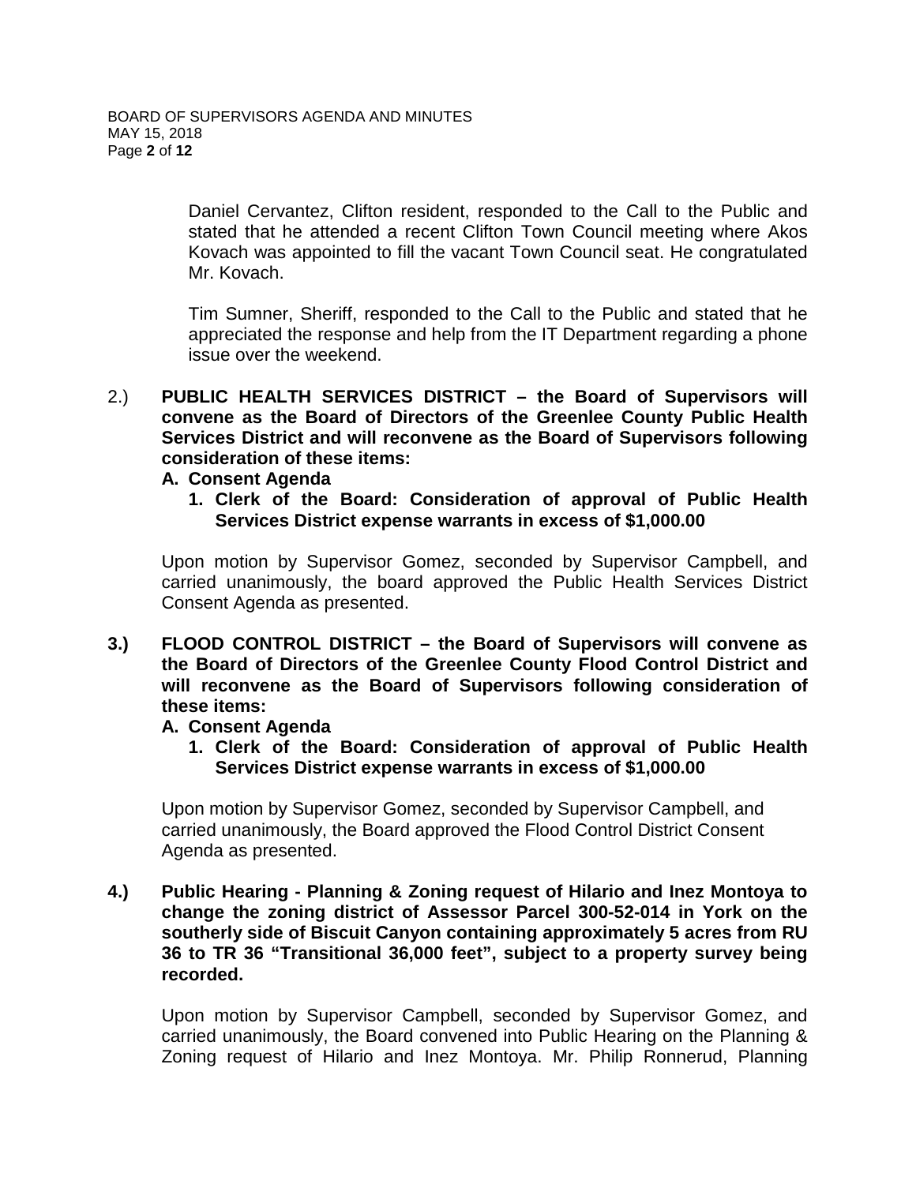Daniel Cervantez, Clifton resident, responded to the Call to the Public and stated that he attended a recent Clifton Town Council meeting where Akos Kovach was appointed to fill the vacant Town Council seat. He congratulated Mr. Kovach.

Tim Sumner, Sheriff, responded to the Call to the Public and stated that he appreciated the response and help from the IT Department regarding a phone issue over the weekend.

2.) **PUBLIC HEALTH SERVICES DISTRICT – the Board of Supervisors will convene as the Board of Directors of the Greenlee County Public Health Services District and will reconvene as the Board of Supervisors following consideration of these items:**

**A. Consent Agenda**

**1. Clerk of the Board: Consideration of approval of Public Health Services District expense warrants in excess of $1,000.00**

Upon motion by Supervisor Gomez, seconded by Supervisor Campbell, and carried unanimously, the board approved the Public Health Services District Consent Agenda as presented.

**3.) FLOOD CONTROL DISTRICT – the Board of Supervisors will convene as the Board of Directors of the Greenlee County Flood Control District and will reconvene as the Board of Supervisors following consideration of these items:**

**A. Consent Agenda**

**1. Clerk of the Board: Consideration of approval of Public Health Services District expense warrants in excess of $1,000.00**

Upon motion by Supervisor Gomez, seconded by Supervisor Campbell, and carried unanimously, the Board approved the Flood Control District Consent Agenda as presented.

**4.) Public Hearing - Planning & Zoning request of Hilario and Inez Montoya to change the zoning district of Assessor Parcel 300-52-014 in York on the southerly side of Biscuit Canyon containing approximately 5 acres from RU 36 to TR 36 "Transitional 36,000 feet", subject to a property survey being recorded.**

Upon motion by Supervisor Campbell, seconded by Supervisor Gomez, and carried unanimously, the Board convened into Public Hearing on the Planning & Zoning request of Hilario and Inez Montoya. Mr. Philip Ronnerud, Planning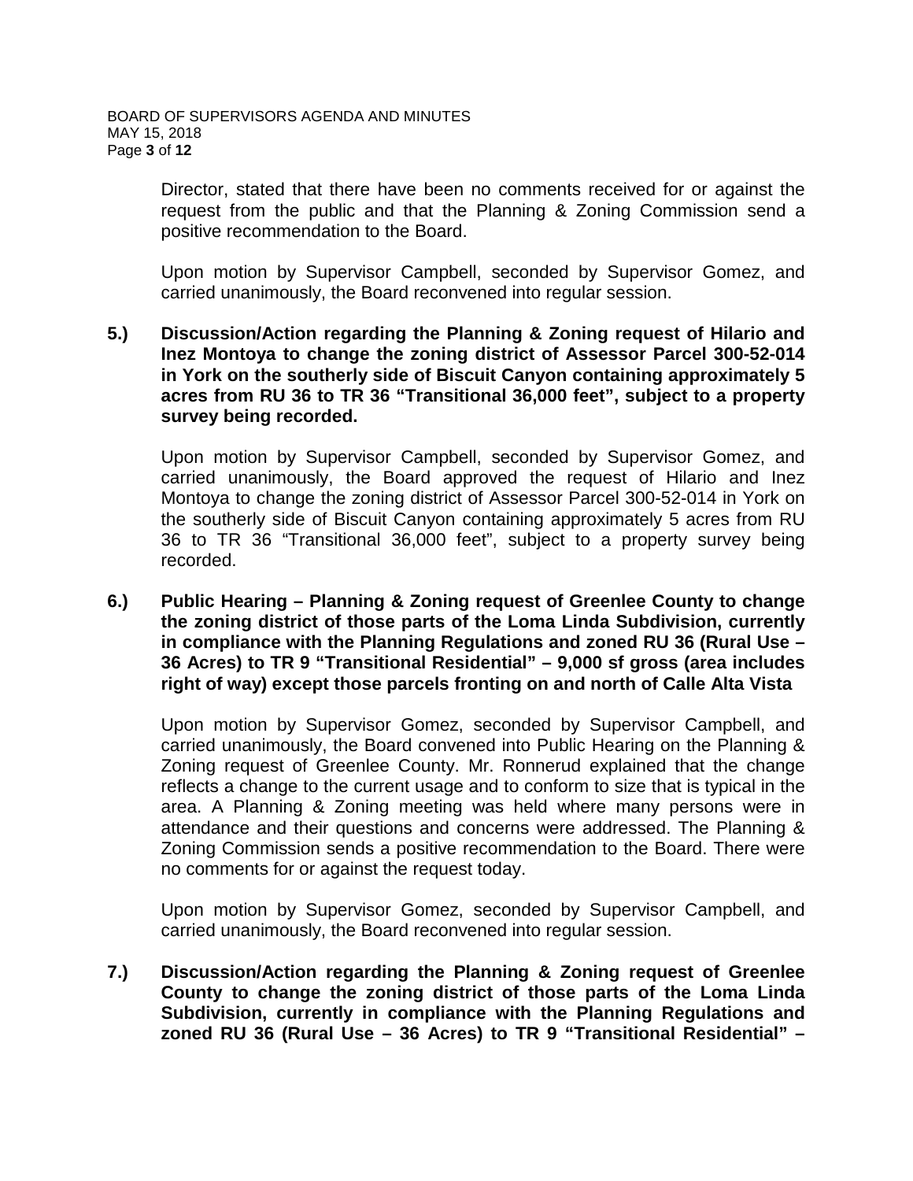Director, stated that there have been no comments received for or against the request from the public and that the Planning & Zoning Commission send a positive recommendation to the Board.

Upon motion by Supervisor Campbell, seconded by Supervisor Gomez, and carried unanimously, the Board reconvened into regular session.

**5.) Discussion/Action regarding the Planning & Zoning request of Hilario and Inez Montoya to change the zoning district of Assessor Parcel 300-52-014 in York on the southerly side of Biscuit Canyon containing approximately 5 acres from RU 36 to TR 36 "Transitional 36,000 feet", subject to a property survey being recorded.**

Upon motion by Supervisor Campbell, seconded by Supervisor Gomez, and carried unanimously, the Board approved the request of Hilario and Inez Montoya to change the zoning district of Assessor Parcel 300-52-014 in York on the southerly side of Biscuit Canyon containing approximately 5 acres from RU 36 to TR 36 "Transitional 36,000 feet", subject to a property survey being recorded.

**6.) Public Hearing – Planning & Zoning request of Greenlee County to change the zoning district of those parts of the Loma Linda Subdivision, currently in compliance with the Planning Regulations and zoned RU 36 (Rural Use – 36 Acres) to TR 9 "Transitional Residential" – 9,000 sf gross (area includes right of way) except those parcels fronting on and north of Calle Alta Vista**

Upon motion by Supervisor Gomez, seconded by Supervisor Campbell, and carried unanimously, the Board convened into Public Hearing on the Planning & Zoning request of Greenlee County. Mr. Ronnerud explained that the change reflects a change to the current usage and to conform to size that is typical in the area. A Planning & Zoning meeting was held where many persons were in attendance and their questions and concerns were addressed. The Planning & Zoning Commission sends a positive recommendation to the Board. There were no comments for or against the request today.

Upon motion by Supervisor Gomez, seconded by Supervisor Campbell, and carried unanimously, the Board reconvened into regular session.

**7.) Discussion/Action regarding the Planning & Zoning request of Greenlee County to change the zoning district of those parts of the Loma Linda Subdivision, currently in compliance with the Planning Regulations and zoned RU 36 (Rural Use – 36 Acres) to TR 9 "Transitional Residential" –**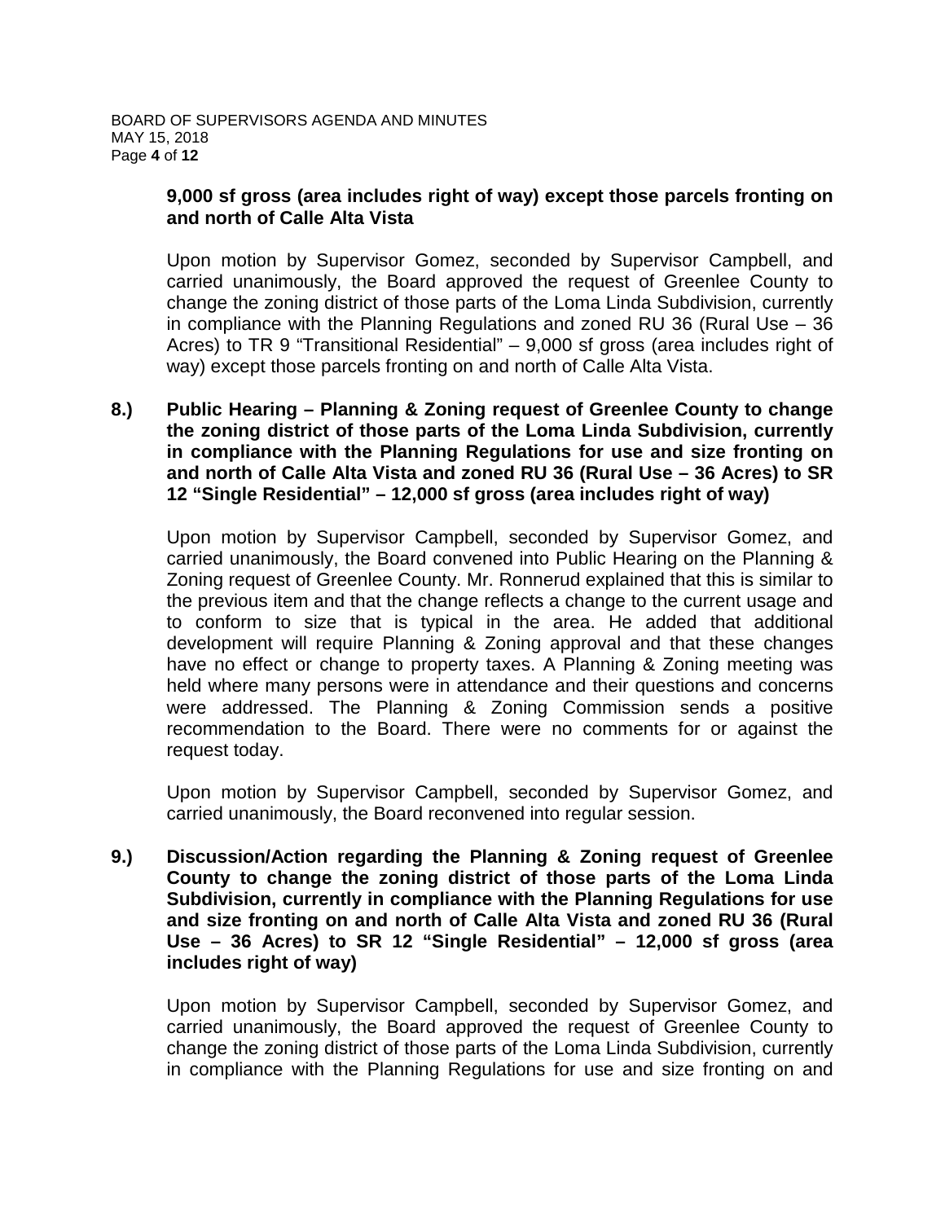**9,000 sf gross (area includes right of way) except those parcels fronting on and north of Calle Alta Vista**

Upon motion by Supervisor Gomez, seconded by Supervisor Campbell, and carried unanimously, the Board approved the request of Greenlee County to change the zoning district of those parts of the Loma Linda Subdivision, currently in compliance with the Planning Regulations and zoned RU 36 (Rural Use – 36 Acres) to TR 9 "Transitional Residential" – 9,000 sf gross (area includes right of way) except those parcels fronting on and north of Calle Alta Vista.

**8.) Public Hearing – Planning & Zoning request of Greenlee County to change the zoning district of those parts of the Loma Linda Subdivision, currently in compliance with the Planning Regulations for use and size fronting on and north of Calle Alta Vista and zoned RU 36 (Rural Use – 36 Acres) to SR 12 "Single Residential" – 12,000 sf gross (area includes right of way)**

Upon motion by Supervisor Campbell, seconded by Supervisor Gomez, and carried unanimously, the Board convened into Public Hearing on the Planning & Zoning request of Greenlee County. Mr. Ronnerud explained that this is similar to the previous item and that the change reflects a change to the current usage and to conform to size that is typical in the area. He added that additional development will require Planning & Zoning approval and that these changes have no effect or change to property taxes. A Planning & Zoning meeting was held where many persons were in attendance and their questions and concerns were addressed. The Planning & Zoning Commission sends a positive recommendation to the Board. There were no comments for or against the request today.

Upon motion by Supervisor Campbell, seconded by Supervisor Gomez, and carried unanimously, the Board reconvened into regular session.

**9.) Discussion/Action regarding the Planning & Zoning request of Greenlee County to change the zoning district of those parts of the Loma Linda Subdivision, currently in compliance with the Planning Regulations for use and size fronting on and north of Calle Alta Vista and zoned RU 36 (Rural Use – 36 Acres) to SR 12 "Single Residential" – 12,000 sf gross (area includes right of way)**

Upon motion by Supervisor Campbell, seconded by Supervisor Gomez, and carried unanimously, the Board approved the request of Greenlee County to change the zoning district of those parts of the Loma Linda Subdivision, currently in compliance with the Planning Regulations for use and size fronting on and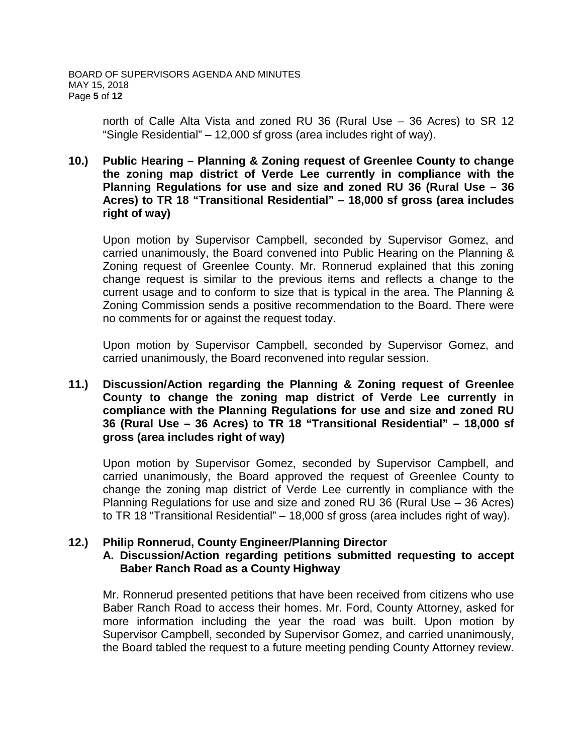north of Calle Alta Vista and zoned RU 36 (Rural Use – 36 Acres) to SR 12 "Single Residential" – 12,000 sf gross (area includes right of way).

**10.) Public Hearing – Planning & Zoning request of Greenlee County to change the zoning map district of Verde Lee currently in compliance with the Planning Regulations for use and size and zoned RU 36 (Rural Use – 36 Acres) to TR 18 "Transitional Residential" – 18,000 sf gross (area includes right of way)**

Upon motion by Supervisor Campbell, seconded by Supervisor Gomez, and carried unanimously, the Board convened into Public Hearing on the Planning & Zoning request of Greenlee County. Mr. Ronnerud explained that this zoning change request is similar to the previous items and reflects a change to the current usage and to conform to size that is typical in the area. The Planning & Zoning Commission sends a positive recommendation to the Board. There were no comments for or against the request today.

Upon motion by Supervisor Campbell, seconded by Supervisor Gomez, and carried unanimously, the Board reconvened into regular session.

**11.) Discussion/Action regarding the Planning & Zoning request of Greenlee County to change the zoning map district of Verde Lee currently in compliance with the Planning Regulations for use and size and zoned RU 36 (Rural Use – 36 Acres) to TR 18 "Transitional Residential" – 18,000 sf gross (area includes right of way)**

Upon motion by Supervisor Gomez, seconded by Supervisor Campbell, and carried unanimously, the Board approved the request of Greenlee County to change the zoning map district of Verde Lee currently in compliance with the Planning Regulations for use and size and zoned RU 36 (Rural Use – 36 Acres) to TR 18 "Transitional Residential" – 18,000 sf gross (area includes right of way).

**12.) Philip Ronnerud, County Engineer/Planning Director**

**A. Discussion/Action regarding petitions submitted requesting to accept Baber Ranch Road as a County Highway**

Mr. Ronnerud presented petitions that have been received from citizens who use Baber Ranch Road to access their homes. Mr. Ford, County Attorney, asked for more information including the year the road was built. Upon motion by Supervisor Campbell, seconded by Supervisor Gomez, and carried unanimously, the Board tabled the request to a future meeting pending County Attorney review.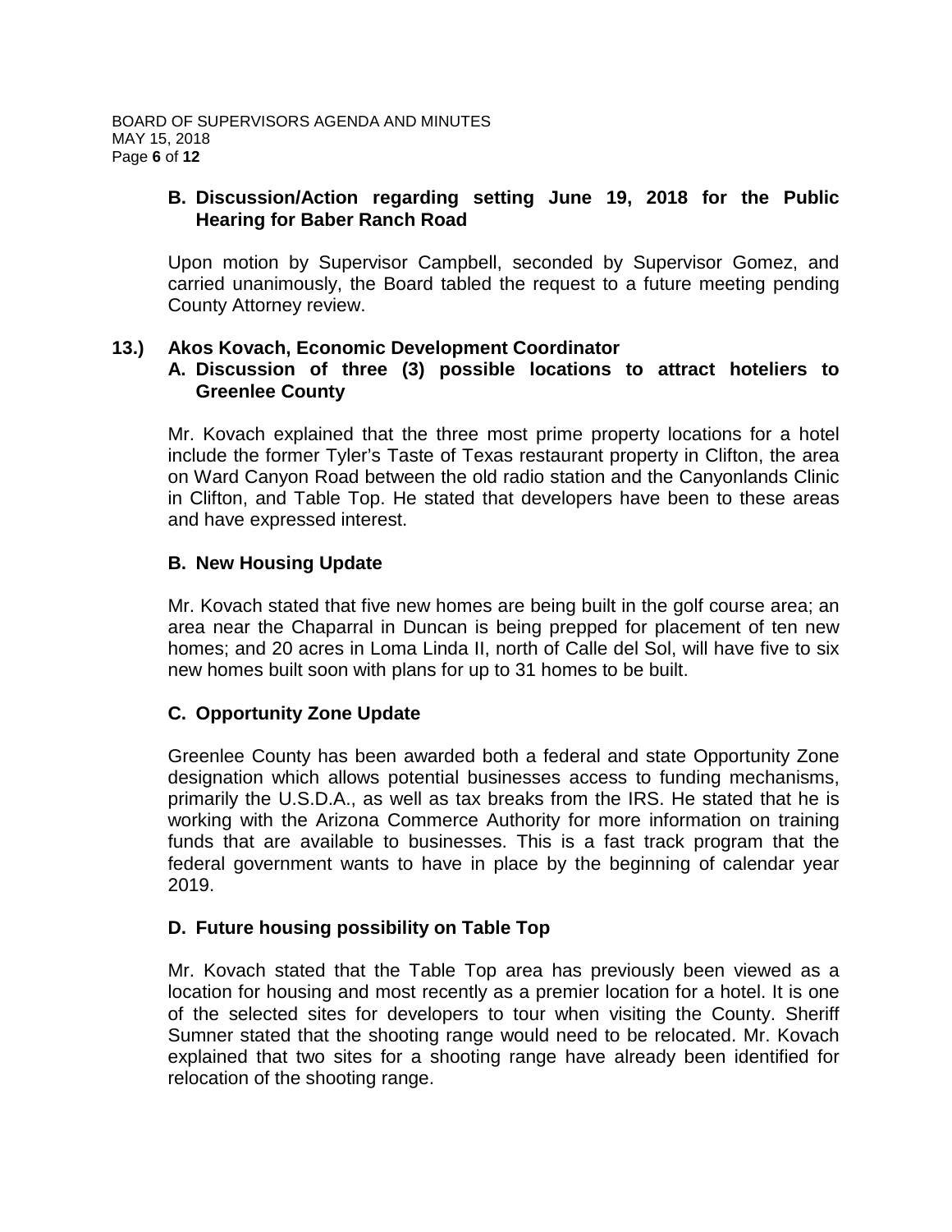**B. Discussion/Action regarding setting June 19, 2018 for the Public Hearing for Baber Ranch Road**

Upon motion by Supervisor Campbell, seconded by Supervisor Gomez, and carried unanimously, the Board tabled the request to a future meeting pending County Attorney review.

**13.) Akos Kovach, Economic Development Coordinator**

**A. Discussion of three (3) possible locations to attract hoteliers to Greenlee County**

Mr. Kovach explained that the three most prime property locations for a hotel include the former Tyler's Taste of Texas restaurant property in Clifton, the area on Ward Canyon Road between the old radio station and the Canyonlands Clinic in Clifton, and Table Top. He stated that developers have been to these areas and have expressed interest.

**B. New Housing Update**

Mr. Kovach stated that five new homes are being built in the golf course area; an area near the Chaparral in Duncan is being prepped for placement of ten new homes; and 20 acres in Loma Linda II, north of Calle del Sol, will have five to six new homes built soon with plans for up to 31 homes to be built.

**C. Opportunity Zone Update**

Greenlee County has been awarded both a federal and state Opportunity Zone designation which allows potential businesses access to funding mechanisms, primarily the U.S.D.A., as well as tax breaks from the IRS. He stated that he is working with the Arizona Commerce Authority for more information on training funds that are available to businesses. This is a fast track program that the federal government wants to have in place by the beginning of calendar year 2019.

**D. Future housing possibility on Table Top**

Mr. Kovach stated that the Table Top area has previously been viewed as a location for housing and most recently as a premier location for a hotel. It is one of the selected sites for developers to tour when visiting the County. Sheriff Sumner stated that the shooting range would need to be relocated. Mr. Kovach explained that two sites for a shooting range have already been identified for relocation of the shooting range.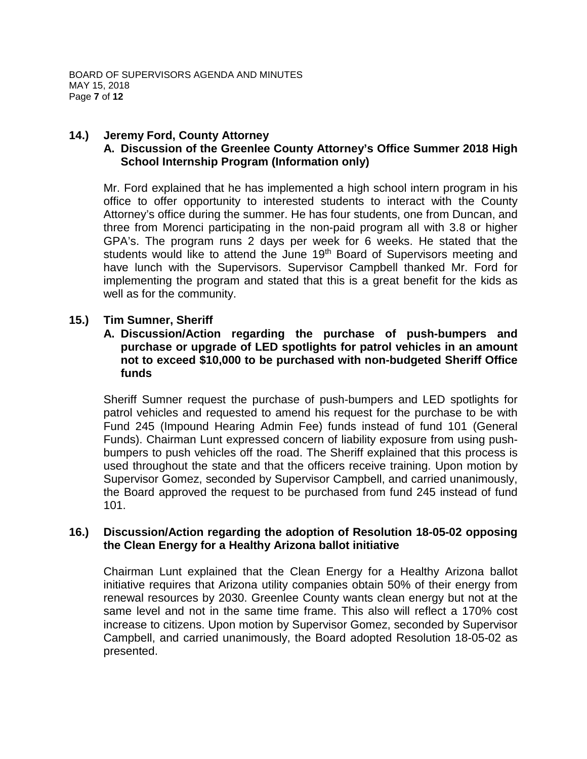**14.) Jeremy Ford, County Attorney**

**A. Discussion of the Greenlee County Attorney's Office Summer 2018 High School Internship Program (Information only)**

Mr. Ford explained that he has implemented a high school intern program in his office to offer opportunity to interested students to interact with the County Attorney's office during the summer. He has four students, one from Duncan, and three from Morenci participating in the non-paid program all with 3.8 or higher GPA's. The program runs 2 days per week for 6 weeks. He stated that the students would like to attend the June 19th Board of Supervisors meeting and have lunch with the Supervisors. Supervisor Campbell thanked Mr. Ford for implementing the program and stated that this is a great benefit for the kids as well as for the community.

**15.) Tim Sumner, Sheriff**

**A. Discussion/Action regarding the purchase of push-bumpers and purchase or upgrade of LED spotlights for patrol vehicles in an amount not to exceed $10,000 to be purchased with non-budgeted Sheriff Office funds**

Sheriff Sumner request the purchase of push-bumpers and LED spotlights for patrol vehicles and requested to amend his request for the purchase to be with Fund 245 (Impound Hearing Admin Fee) funds instead of fund 101 (General Funds). Chairman Lunt expressed concern of liability exposure from using push-bumpers to push vehicles off the road. The Sheriff explained that this process is used throughout the state and that the officers receive training. Upon motion by Supervisor Gomez, seconded by Supervisor Campbell, and carried unanimously, the Board approved the request to be purchased from fund 245 instead of fund 101.

**16.) Discussion/Action regarding the adoption of Resolution 18-05-02 opposing the Clean Energy for a Healthy Arizona ballot initiative**

Chairman Lunt explained that the Clean Energy for a Healthy Arizona ballot initiative requires that Arizona utility companies obtain 50% of their energy from renewal resources by 2030. Greenlee County wants clean energy but not at the same level and not in the same time frame. This also will reflect a 170% cost increase to citizens. Upon motion by Supervisor Gomez, seconded by Supervisor Campbell, and carried unanimously, the Board adopted Resolution 18-05-02 as presented.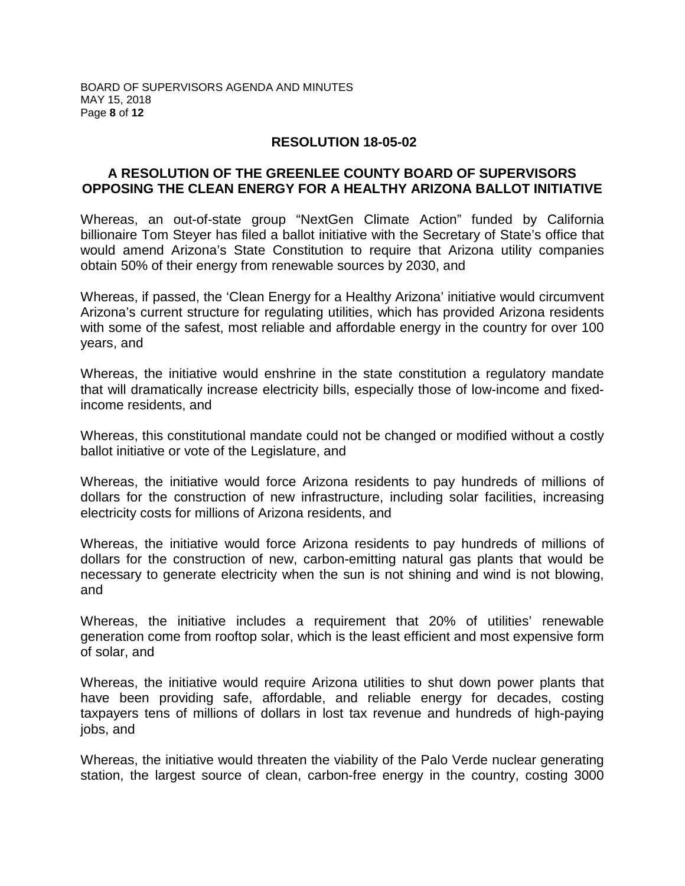## RESOLUTION 18-05-02

## A RESOLUTION OF THE GREENLEE COUNTY BOARD OF SUPERVISORS OPPOSING THE CLEAN ENERGY FOR A HEALTHY ARIZONA BALLOT INITIATIVE

Whereas, an out-of-state group "NextGen Climate Action" funded by California billionaire Tom Steyer has filed a ballot initiative with the Secretary of State's office that would amend Arizona's State Constitution to require that Arizona utility companies obtain 50% of their energy from renewable sources by 2030, and

Whereas, if passed, the 'Clean Energy for a Healthy Arizona' initiative would circumvent Arizona's current structure for regulating utilities, which has provided Arizona residents with some of the safest, most reliable and affordable energy in the country for over 100 years, and

Whereas, the initiative would enshrine in the state constitution a regulatory mandate that will dramatically increase electricity bills, especially those of low-income and fixed-income residents, and

Whereas, this constitutional mandate could not be changed or modified without a costly ballot initiative or vote of the Legislature, and

Whereas, the initiative would force Arizona residents to pay hundreds of millions of dollars for the construction of new infrastructure, including solar facilities, increasing electricity costs for millions of Arizona residents, and

Whereas, the initiative would force Arizona residents to pay hundreds of millions of dollars for the construction of new, carbon-emitting natural gas plants that would be necessary to generate electricity when the sun is not shining and wind is not blowing, and

Whereas, the initiative includes a requirement that 20% of utilities' renewable generation come from rooftop solar, which is the least efficient and most expensive form of solar, and

Whereas, the initiative would require Arizona utilities to shut down power plants that have been providing safe, affordable, and reliable energy for decades, costing taxpayers tens of millions of dollars in lost tax revenue and hundreds of high-paying jobs, and

Whereas, the initiative would threaten the viability of the Palo Verde nuclear generating station, the largest source of clean, carbon-free energy in the country, costing 3000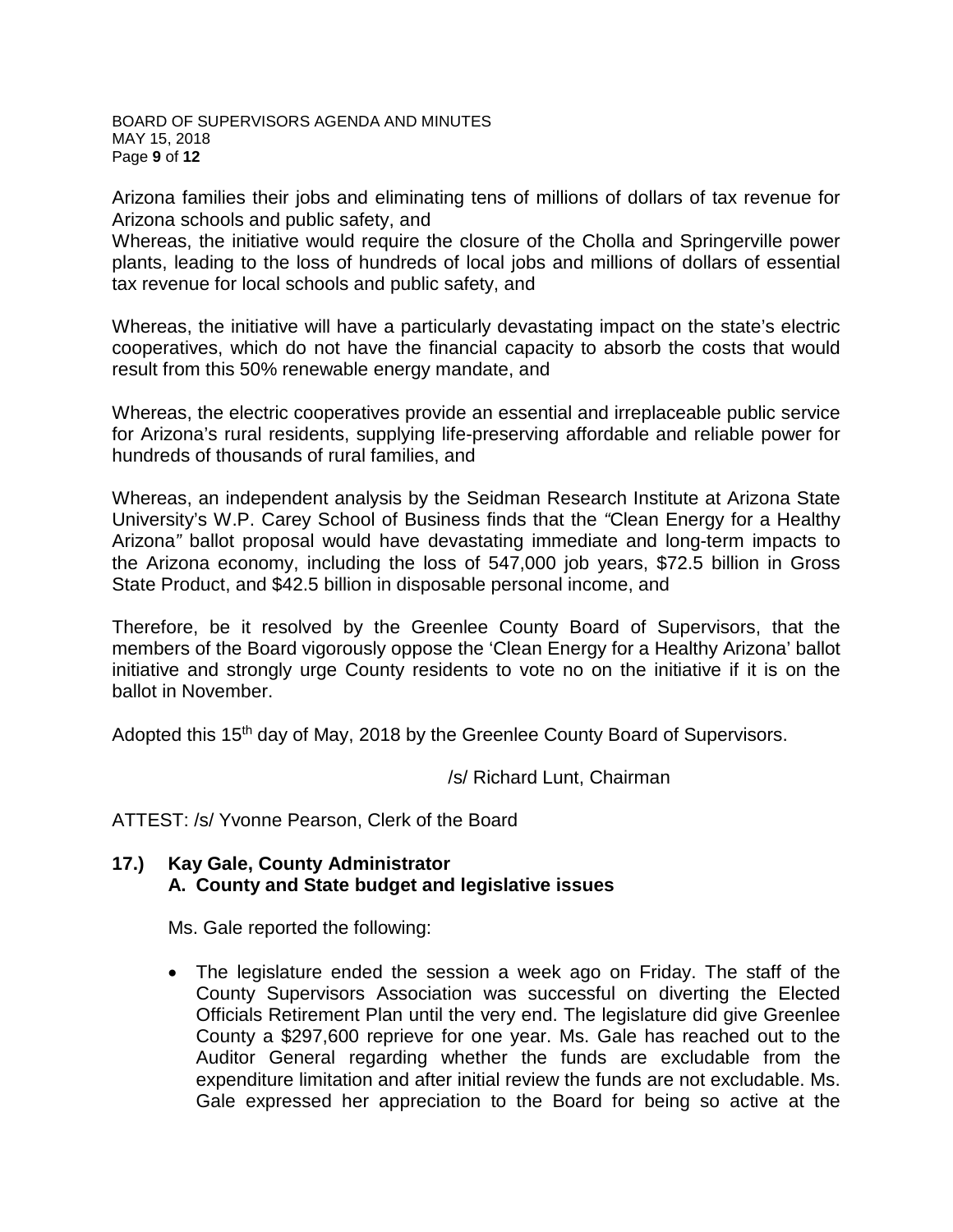Arizona families their jobs and eliminating tens of millions of dollars of tax revenue for Arizona schools and public safety, and

Whereas, the initiative would require the closure of the Cholla and Springerville power plants, leading to the loss of hundreds of local jobs and millions of dollars of essential tax revenue for local schools and public safety, and

Whereas, the initiative will have a particularly devastating impact on the state's electric cooperatives, which do not have the financial capacity to absorb the costs that would result from this 50% renewable energy mandate, and

Whereas, the electric cooperatives provide an essential and irreplaceable public service for Arizona's rural residents, supplying life-preserving affordable and reliable power for hundreds of thousands of rural families, and

Whereas, an independent analysis by the Seidman Research Institute at Arizona State University's W.P. Carey School of Business finds that the *"*Clean Energy for a Healthy Arizona*"* ballot proposal would have devastating immediate and long-term impacts to the Arizona economy, including the loss of 547,000 job years, $72.5 billion in Gross State Product, and $42.5 billion in disposable personal income, and

Therefore, be it resolved by the Greenlee County Board of Supervisors, that the members of the Board vigorously oppose the 'Clean Energy for a Healthy Arizona' ballot initiative and strongly urge County residents to vote no on the initiative if it is on the ballot in November.

Adopted this 15th day of May, 2018 by the Greenlee County Board of Supervisors.

/s/ Richard Lunt, Chairman

ATTEST: /s/ Yvonne Pearson, Clerk of the Board

**17.) Kay Gale, County Administrator**
**A. County and State budget and legislative issues**

Ms. Gale reported the following:

- The legislature ended the session a week ago on Friday. The staff of the County Supervisors Association was successful on diverting the Elected Officials Retirement Plan until the very end. The legislature did give Greenlee County a $297,600 reprieve for one year. Ms. Gale has reached out to the Auditor General regarding whether the funds are excludable from the expenditure limitation and after initial review the funds are not excludable. Ms. Gale expressed her appreciation to the Board for being so active at the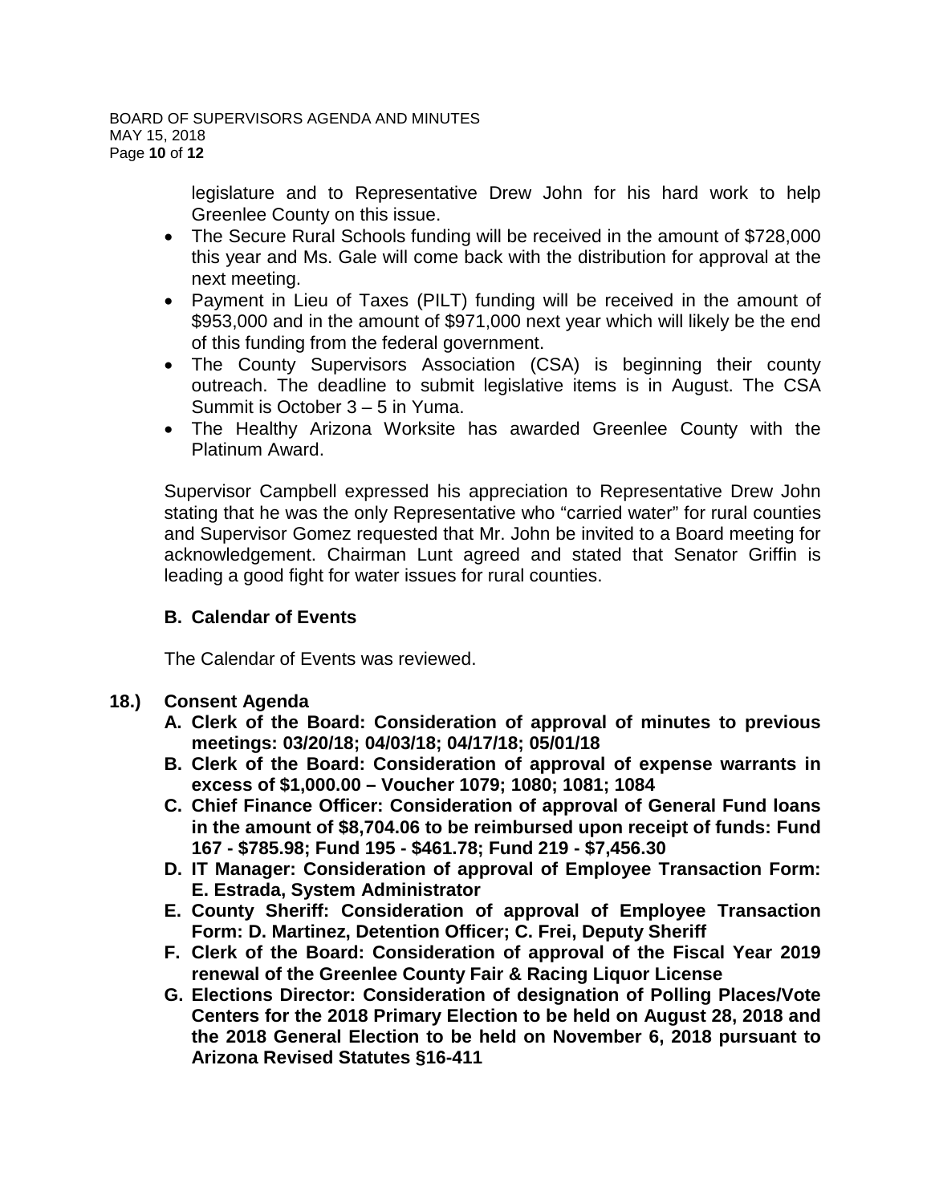legislature and to Representative Drew John for his hard work to help Greenlee County on this issue.

- The Secure Rural Schools funding will be received in the amount of $728,000 this year and Ms. Gale will come back with the distribution for approval at the next meeting.
- Payment in Lieu of Taxes (PILT) funding will be received in the amount of $953,000 and in the amount of $971,000 next year which will likely be the end of this funding from the federal government.
- The County Supervisors Association (CSA) is beginning their county outreach. The deadline to submit legislative items is in August. The CSA Summit is October 3 – 5 in Yuma.
- The Healthy Arizona Worksite has awarded Greenlee County with the Platinum Award.

Supervisor Campbell expressed his appreciation to Representative Drew John stating that he was the only Representative who "carried water" for rural counties and Supervisor Gomez requested that Mr. John be invited to a Board meeting for acknowledgement. Chairman Lunt agreed and stated that Senator Griffin is leading a good fight for water issues for rural counties.

**B. Calendar of Events**

The Calendar of Events was reviewed.

**18.) Consent Agenda**

**A. Clerk of the Board: Consideration of approval of minutes to previous meetings: 03/20/18; 04/03/18; 04/17/18; 05/01/18**

**B. Clerk of the Board: Consideration of approval of expense warrants in excess of $1,000.00 – Voucher 1079; 1080; 1081; 1084**

**C. Chief Finance Officer: Consideration of approval of General Fund loans in the amount of $8,704.06 to be reimbursed upon receipt of funds: Fund 167 - $785.98; Fund 195 - $461.78; Fund 219 - $7,456.30**

**D. IT Manager: Consideration of approval of Employee Transaction Form: E. Estrada, System Administrator**

**E. County Sheriff: Consideration of approval of Employee Transaction Form: D. Martinez, Detention Officer; C. Frei, Deputy Sheriff**

**F. Clerk of the Board: Consideration of approval of the Fiscal Year 2019 renewal of the Greenlee County Fair & Racing Liquor License**

**G. Elections Director: Consideration of designation of Polling Places/Vote Centers for the 2018 Primary Election to be held on August 28, 2018 and the 2018 General Election to be held on November 6, 2018 pursuant to Arizona Revised Statutes §16-411**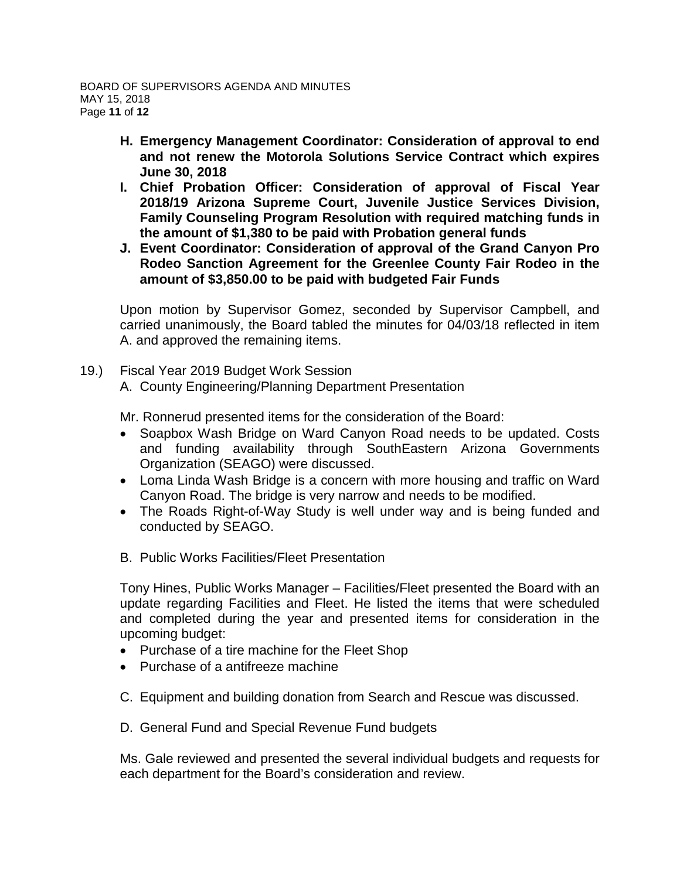**H. Emergency Management Coordinator: Consideration of approval to end and not renew the Motorola Solutions Service Contract which expires June 30, 2018**

**I. Chief Probation Officer: Consideration of approval of Fiscal Year 2018/19 Arizona Supreme Court, Juvenile Justice Services Division, Family Counseling Program Resolution with required matching funds in the amount of $1,380 to be paid with Probation general funds**

**J. Event Coordinator: Consideration of approval of the Grand Canyon Pro Rodeo Sanction Agreement for the Greenlee County Fair Rodeo in the amount of $3,850.00 to be paid with budgeted Fair Funds**

Upon motion by Supervisor Gomez, seconded by Supervisor Campbell, and carried unanimously, the Board tabled the minutes for 04/03/18 reflected in item A. and approved the remaining items.

19.) Fiscal Year 2019 Budget Work Session

A. County Engineering/Planning Department Presentation

Mr. Ronnerud presented items for the consideration of the Board:

- Soapbox Wash Bridge on Ward Canyon Road needs to be updated. Costs and funding availability through SouthEastern Arizona Governments Organization (SEAGO) were discussed.
- Loma Linda Wash Bridge is a concern with more housing and traffic on Ward Canyon Road. The bridge is very narrow and needs to be modified.
- The Roads Right-of-Way Study is well under way and is being funded and conducted by SEAGO.

B. Public Works Facilities/Fleet Presentation

Tony Hines, Public Works Manager – Facilities/Fleet presented the Board with an update regarding Facilities and Fleet. He listed the items that were scheduled and completed during the year and presented items for consideration in the upcoming budget:

- Purchase of a tire machine for the Fleet Shop
- Purchase of a antifreeze machine

C. Equipment and building donation from Search and Rescue was discussed.

D. General Fund and Special Revenue Fund budgets

Ms. Gale reviewed and presented the several individual budgets and requests for each department for the Board's consideration and review.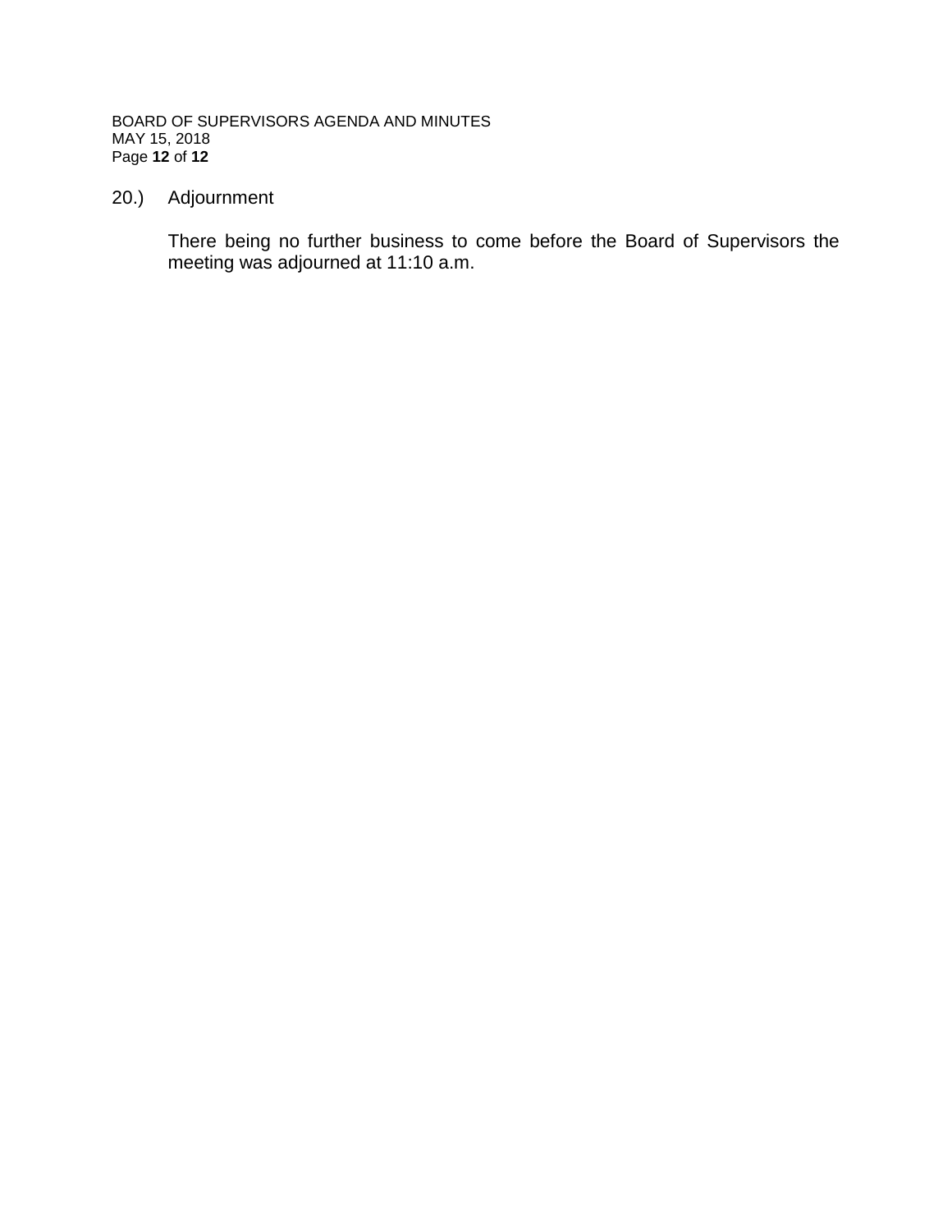20.) Adjournment

There being no further business to come before the Board of Supervisors the meeting was adjourned at 11:10 a.m.